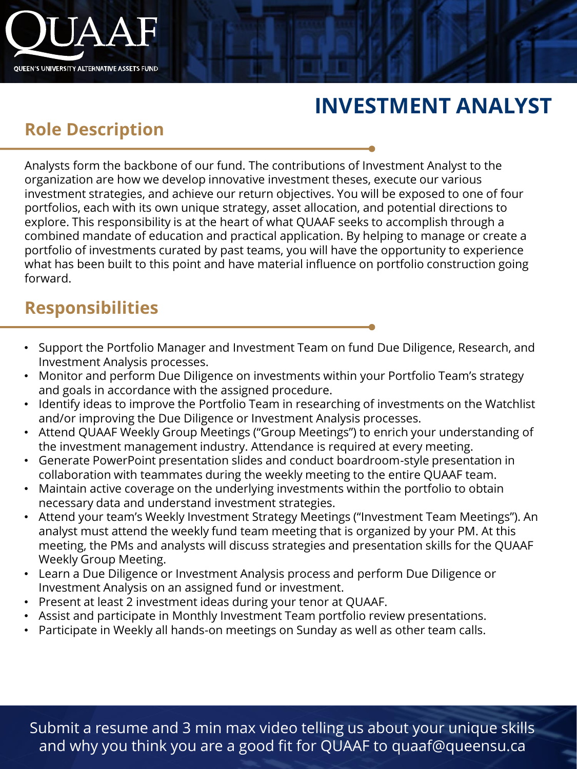QUAAF

QUEEN'S UNIVERSITY ALTERNATIVE ASSETS FUND

# INVESTMENT ANALYST

## Role Description

Analysts form the backbone of our fund. The contributions of Investment Analyst to the organization are how we develop innovative investment theses, execute our various investment strategies, and achieve our return objectives. You will be exposed to one of four portfolios, each with its own unique strategy, asset allocation, and potential directions to explore. This responsibility is at the heart of what QUAAF seeks to accomplish through a combined mandate of education and practical application. By helping to manage or create a portfolio of investments curated by past teams, you will have the opportunity to experience what has been built to this point and have material influence on portfolio construction going forward.

## Responsibilities

- Support the Portfolio Manager and Investment Team on fund Due Diligence, Research, and Investment Analysis processes.
- Monitor and perform Due Diligence on investments within your Portfolio Team's strategy and goals in accordance with the assigned procedure.
- Identify ideas to improve the Portfolio Team in researching of investments on the Watchlist and/or improving the Due Diligence or Investment Analysis processes.
- Attend QUAAF Weekly Group Meetings ("Group Meetings") to enrich your understanding of the investment management industry. Attendance is required at every meeting.
- Generate PowerPoint presentation slides and conduct boardroom-style presentation in collaboration with teammates during the weekly meeting to the entire QUAAF team.
- Maintain active coverage on the underlying investments within the portfolio to obtain necessary data and understand investment strategies.
- Attend your team's Weekly Investment Strategy Meetings ("Investment Team Meetings"). An analyst must attend the weekly fund team meeting that is organized by your PM. At this meeting, the PMs and analysts will discuss strategies and presentation skills for the QUAAF Weekly Group Meeting.
- Learn a Due Diligence or Investment Analysis process and perform Due Diligence or Investment Analysis on an assigned fund or investment.
- Present at least 2 investment ideas during your tenor at QUAAF.
- Assist and participate in Monthly Investment Team portfolio review presentations.
- Participate in Weekly all hands-on meetings on Sunday as well as other team calls.

Submit a resume and 3 min max video telling us about your unique skills and why you think you are a good fit for QUAAF to quaaf@queensu.ca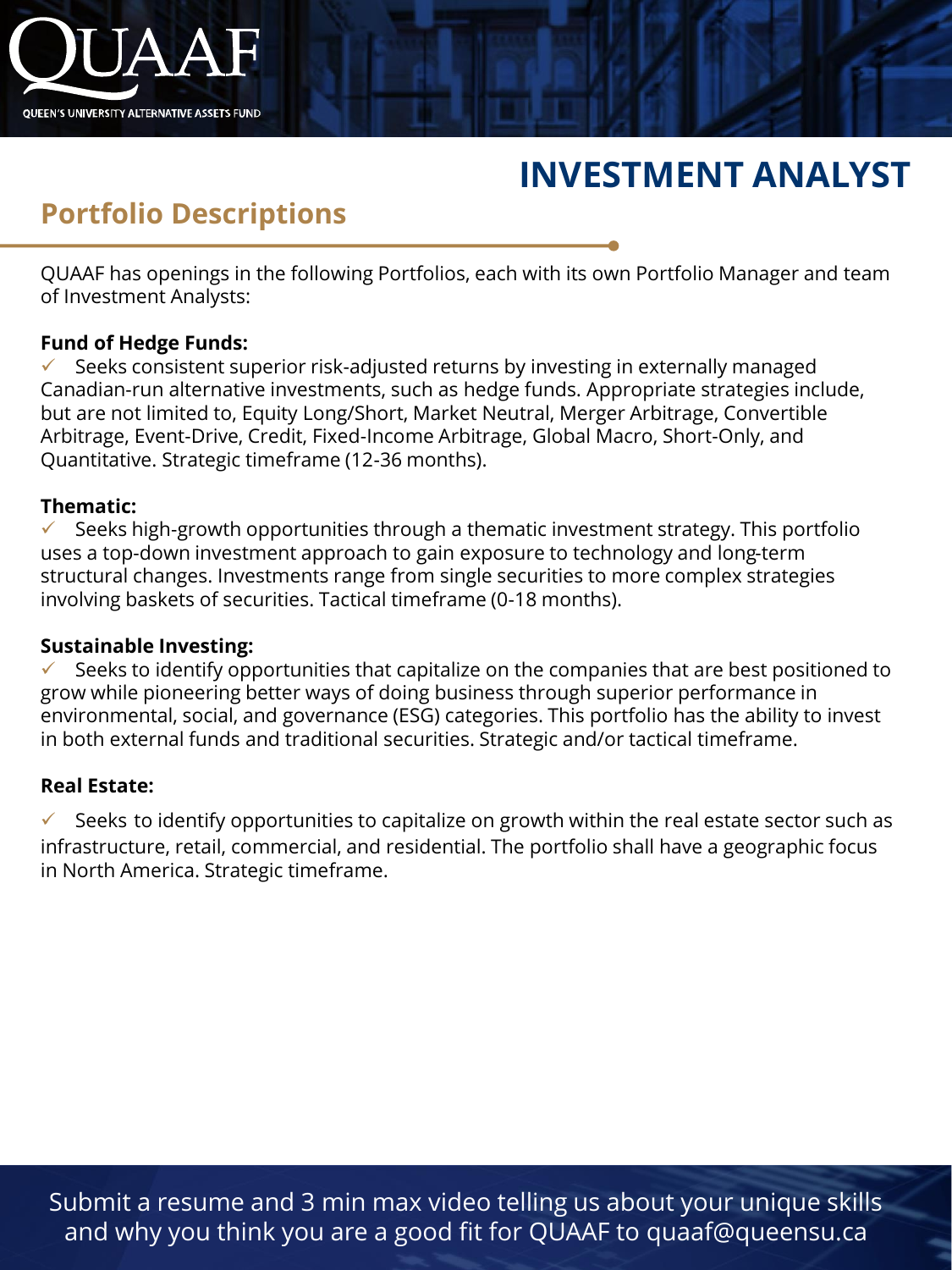# INVESTMENT ANALYST

## Portfolio Descriptions

QUAAF has openings in the following Portfolios, each with its own Portfolio Manager and team of Investment Analysts:

**Fund of Hedge Funds:**

✓ Seeks consistent superior risk-adjusted returns by investing in externally managed Canadian-run alternative investments, such as hedge funds. Appropriate strategies include, but are not limited to, Equity Long/Short, Market Neutral, Merger Arbitrage, Convertible Arbitrage, Event-Drive, Credit, Fixed-Income Arbitrage, Global Macro, Short-Only, and Quantitative. Strategic timeframe (12-36 months).

**Thematic:**

✓ Seeks high-growth opportunities through a thematic investment strategy. This portfolio uses a top-down investment approach to gain exposure to technology and long-term structural changes. Investments range from single securities to more complex strategies involving baskets of securities. Tactical timeframe (0-18 months).

**Sustainable Investing:**

✓ Seeks to identify opportunities that capitalize on the companies that are best positioned to grow while pioneering better ways of doing business through superior performance in environmental, social, and governance (ESG) categories. This portfolio has the ability to invest in both external funds and traditional securities. Strategic and/or tactical timeframe.

**Real Estate:**

✓ Seeks to identify opportunities to capitalize on growth within the real estate sector such as infrastructure, retail, commercial, and residential. The portfolio shall have a geographic focus in North America. Strategic timeframe.

Submit a resume and 3 min max video telling us about your unique skills and why you think you are a good fit for QUAAF to quaaf@queensu.ca